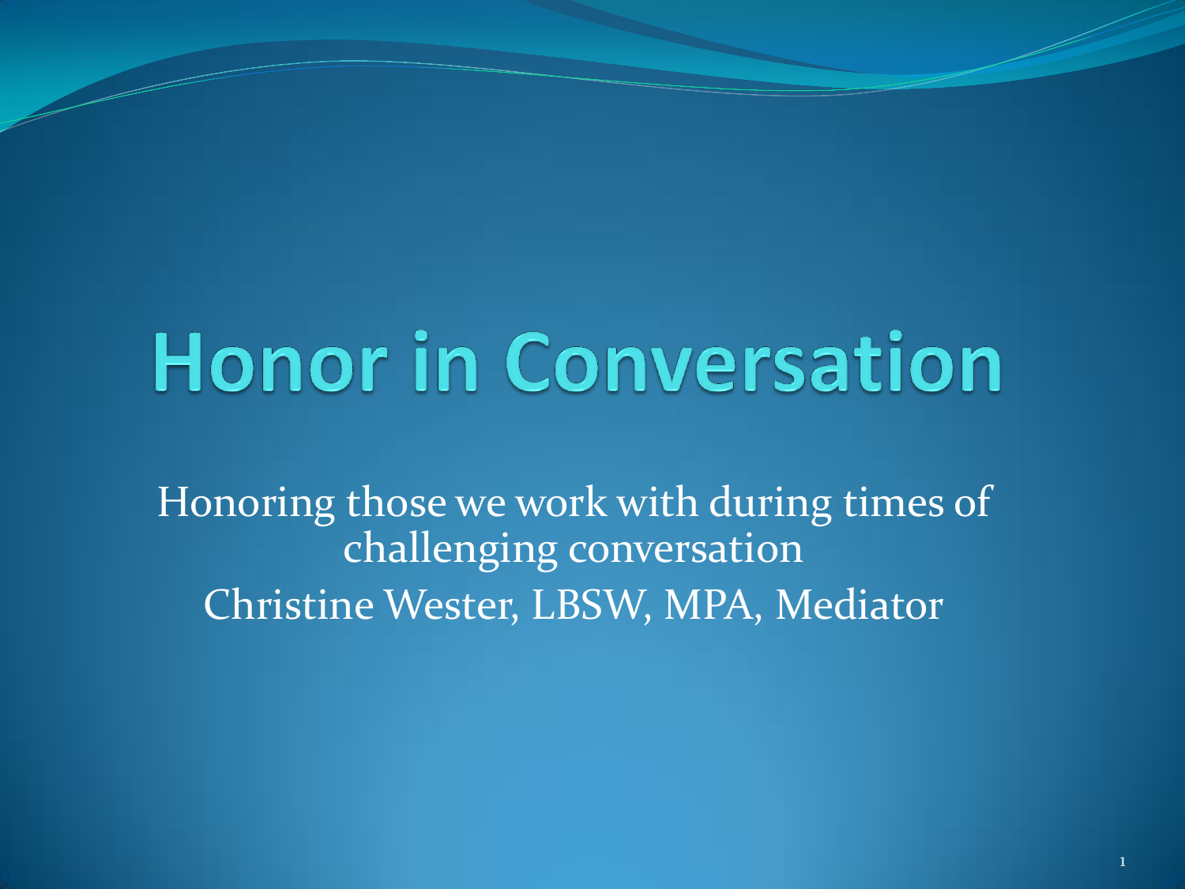# Honor in Conversation

Honoring those we work with during times of challenging conversation

Christine Wester, LBSW, MPA, Mediator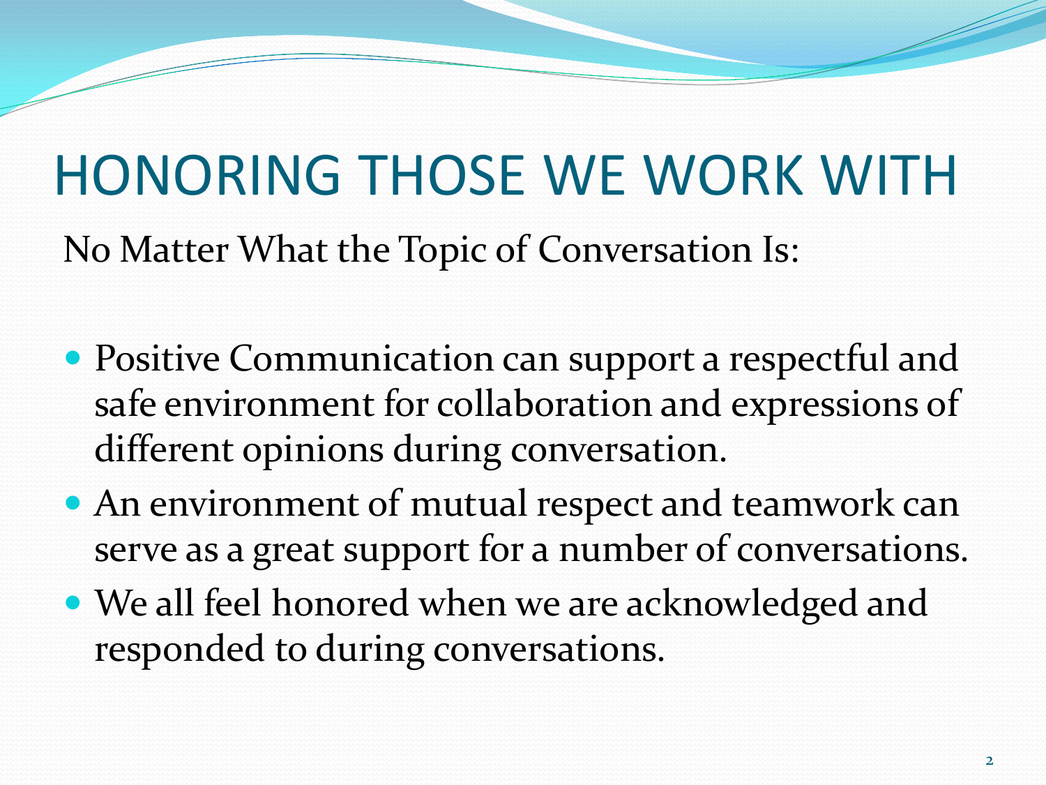# HONORING THOSE WE WORK WITH

No Matter What the Topic of Conversation Is:

- Positive Communication can support a respectful and safe environment for collaboration and expressions of different opinions during conversation.
- An environment of mutual respect and teamwork can serve as a great support for a number of conversations.
- We all feel honored when we are acknowledged and responded to during conversations.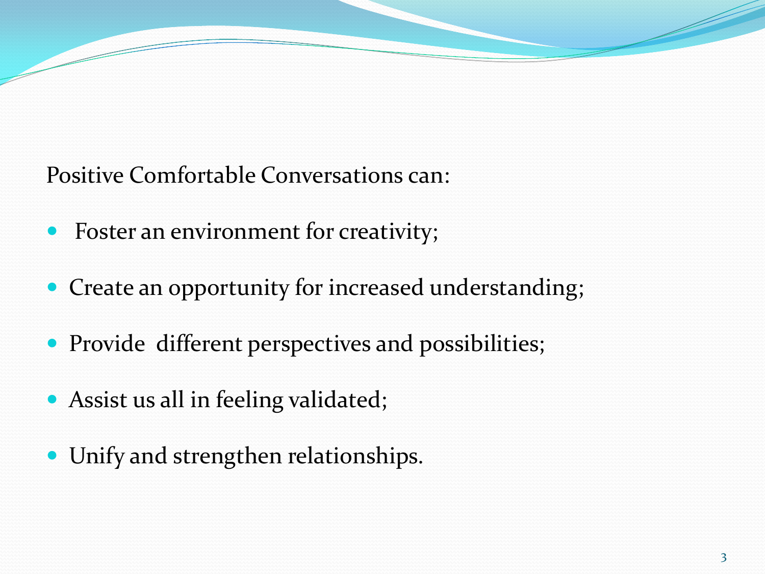Positive Comfortable Conversations can:

- Foster an environment for creativity;
- Create an opportunity for increased understanding;
- Provide different perspectives and possibilities;
- Assist us all in feeling validated;
- Unify and strengthen relationships.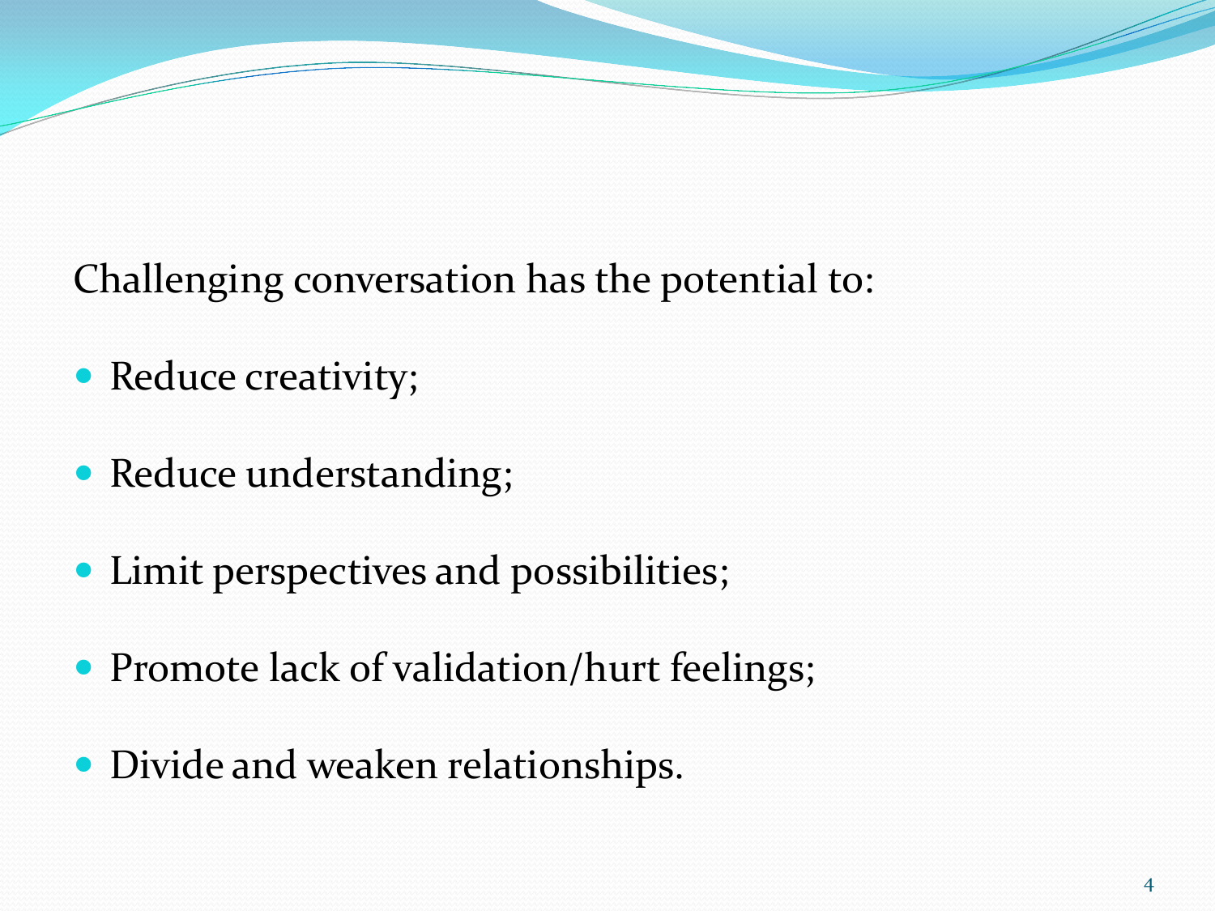Challenging conversation has the potential to:

- Reduce creativity;
- Reduce understanding;
- Limit perspectives and possibilities;
- Promote lack of validation/hurt feelings;
- Divide and weaken relationships.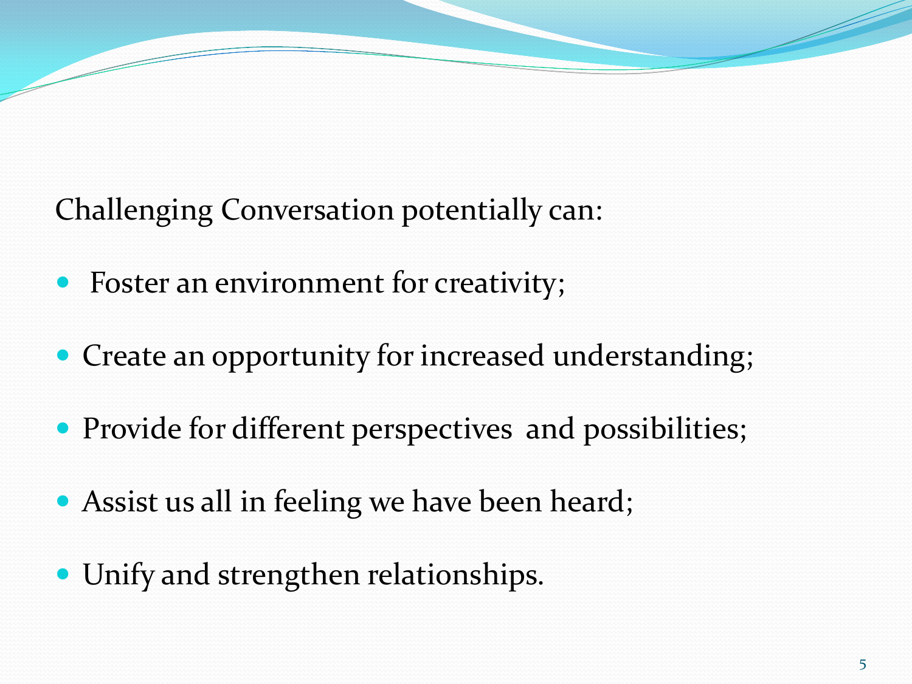Challenging Conversation potentially can:

- Foster an environment for creativity;
- Create an opportunity for increased understanding;
- Provide for different perspectives and possibilities;
- Assist us all in feeling we have been heard;
- Unify and strengthen relationships.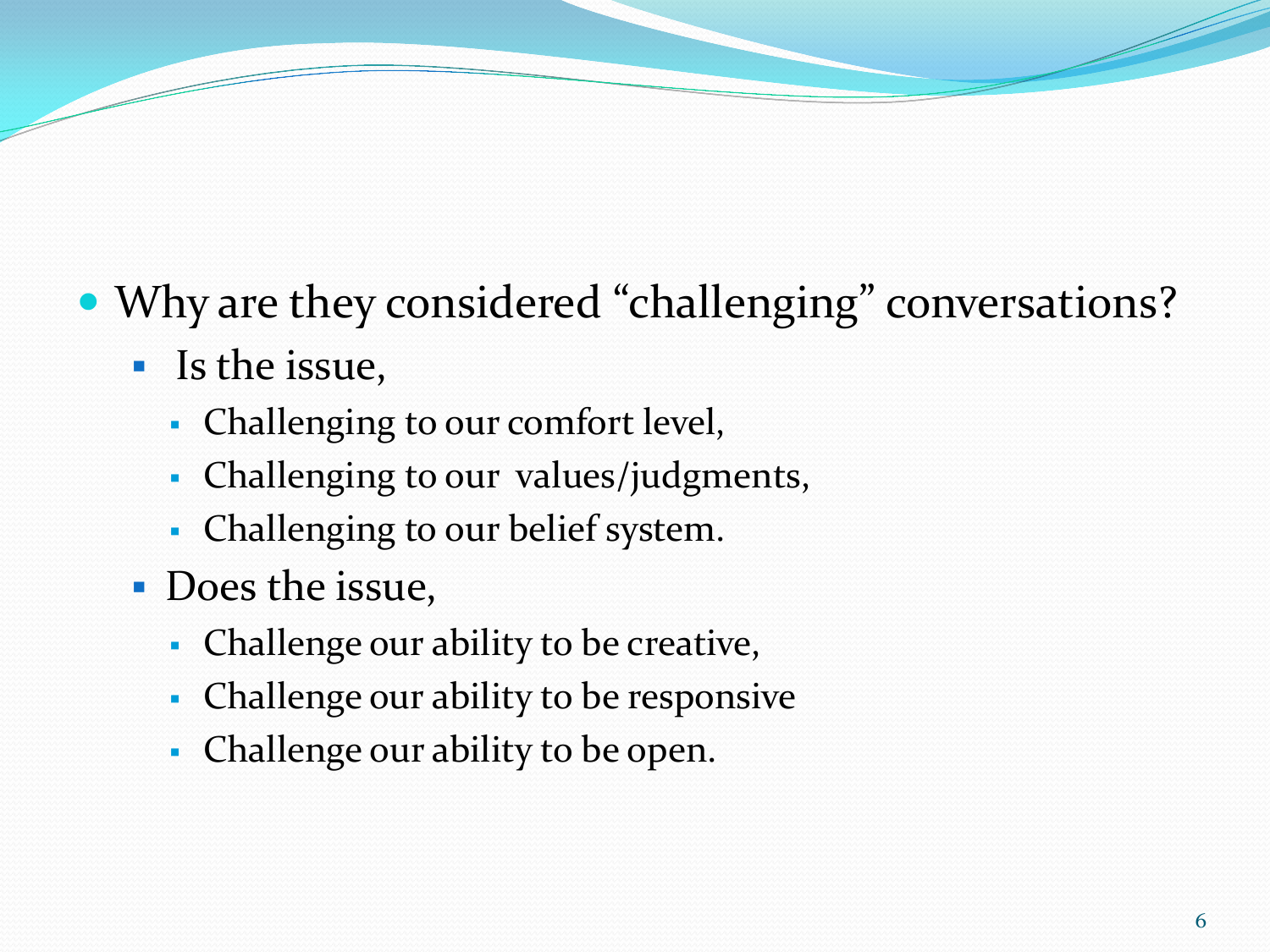- Why are they considered “challenging” conversations?
  - Is the issue,
    - Challenging to our comfort level,
    - Challenging to our values/judgments,
    - Challenging to our belief system.
  - Does the issue,
    - Challenge our ability to be creative,
    - Challenge our ability to be responsive
    - Challenge our ability to be open.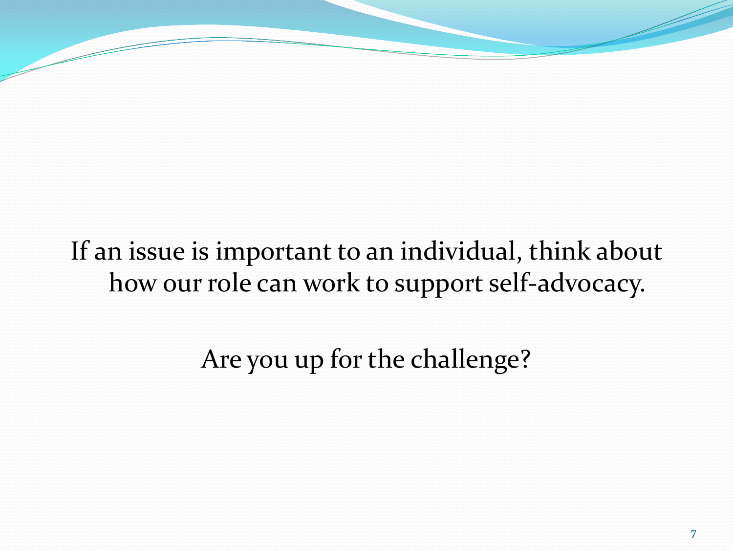If an issue is important to an individual, think about how our role can work to support self-advocacy.

Are you up for the challenge?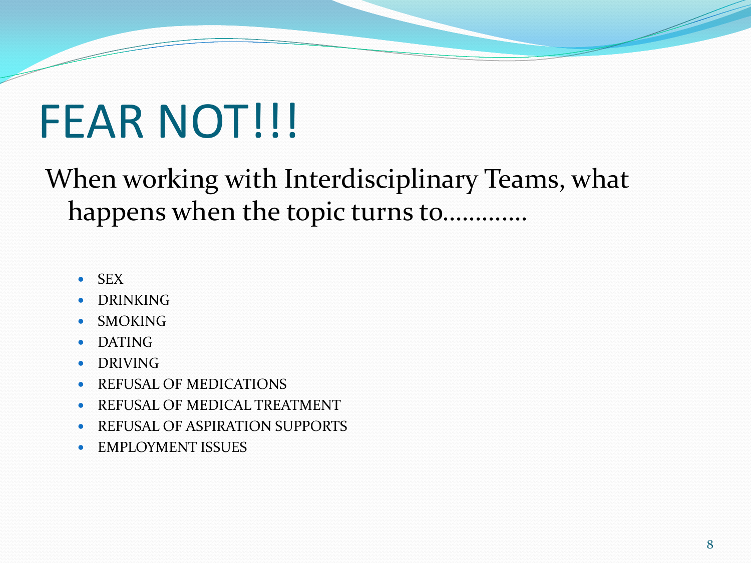# FEAR NOT!!!

When working with Interdisciplinary Teams, what happens when the topic turns to............

- SEX
- DRINKING
- SMOKING
- DATING
- DRIVING
- REFUSAL OF MEDICATIONS
- REFUSAL OF MEDICAL TREATMENT
- REFUSAL OF ASPIRATION SUPPORTS
- EMPLOYMENT ISSUES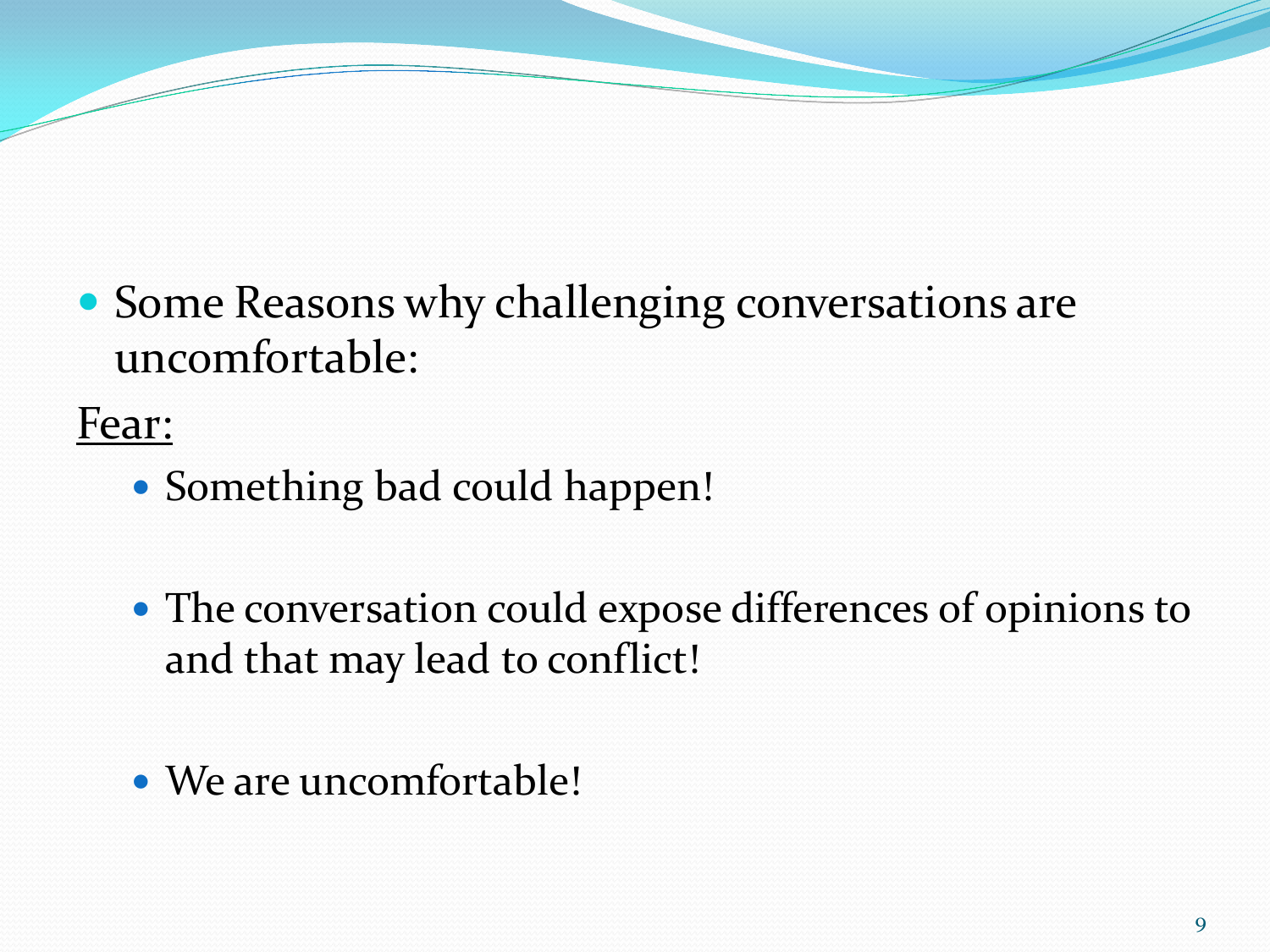- Some Reasons why challenging conversations are uncomfortable:

<u>Fear:</u>

  - Something bad could happen!

  - The conversation could expose differences of opinions to and that may lead to conflict!

  - We are uncomfortable!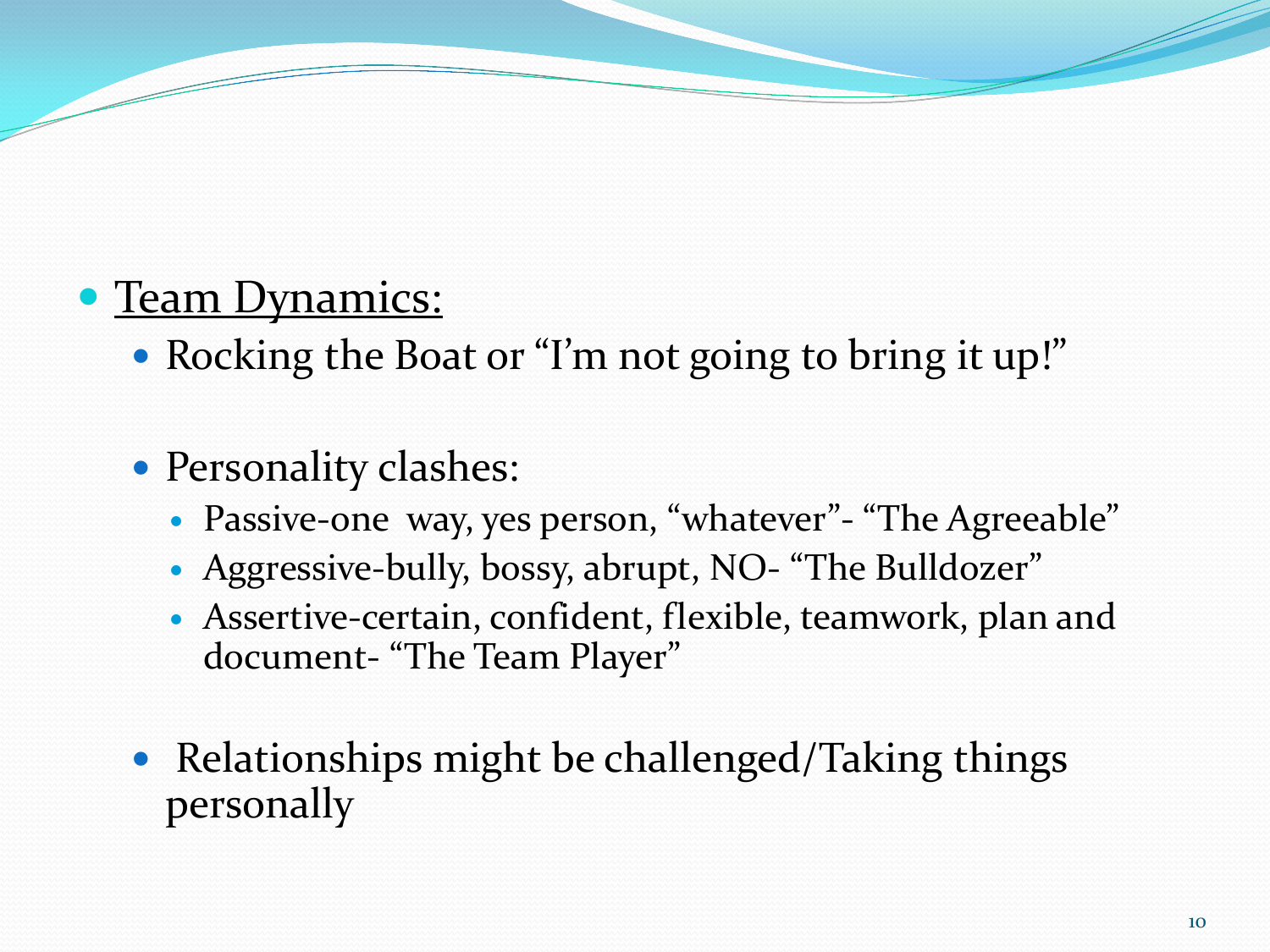- <u>Team Dynamics:</u>
  - Rocking the Boat or "I'm not going to bring it up!"
  - Personality clashes:
    - Passive-one  way, yes person, "whatever"- "The Agreeable"
    - Aggressive-bully, bossy, abrupt, NO- "The Bulldozer"
    - Assertive-certain, confident, flexible, teamwork, plan and document- "The Team Player"
  - Relationships might be challenged/Taking things personally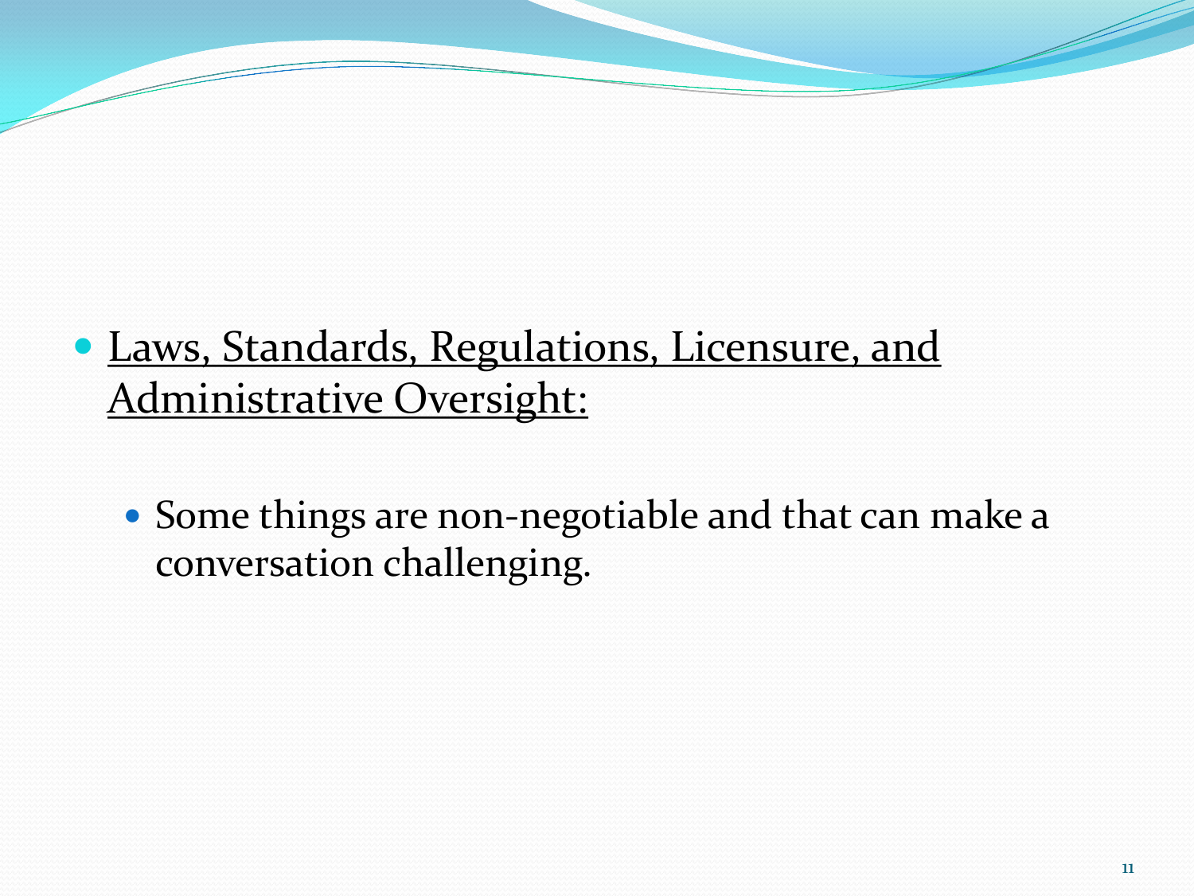- <u>Laws, Standards, Regulations, Licensure, and Administrative Oversight:</u>
  - Some things are non-negotiable and that can make a conversation challenging.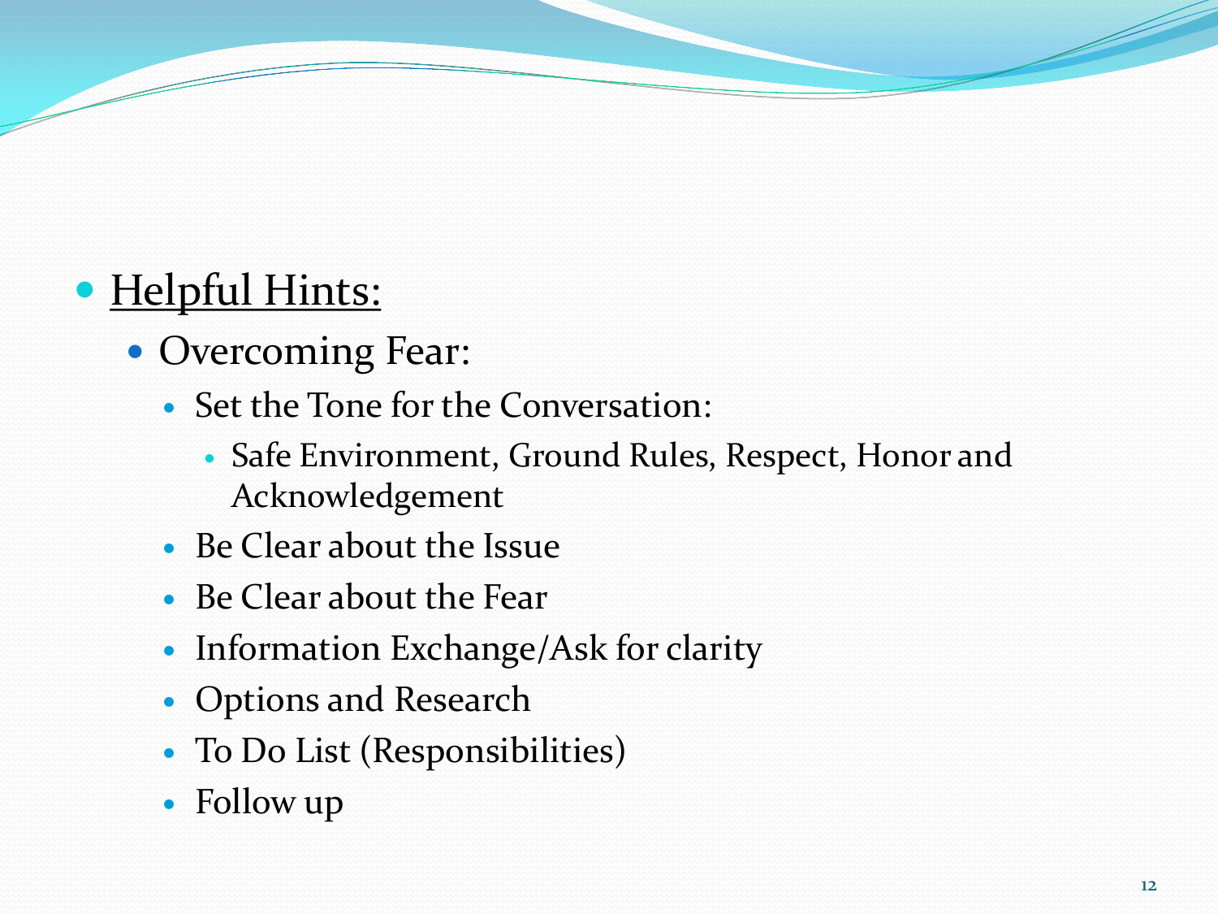- <u>Helpful Hints:</u>
  - Overcoming Fear:
    - Set the Tone for the Conversation:
      - Safe Environment, Ground Rules, Respect, Honor and Acknowledgement
    - Be Clear about the Issue
    - Be Clear about the Fear
    - Information Exchange/Ask for clarity
    - Options and Research
    - To Do List (Responsibilities)
    - Follow up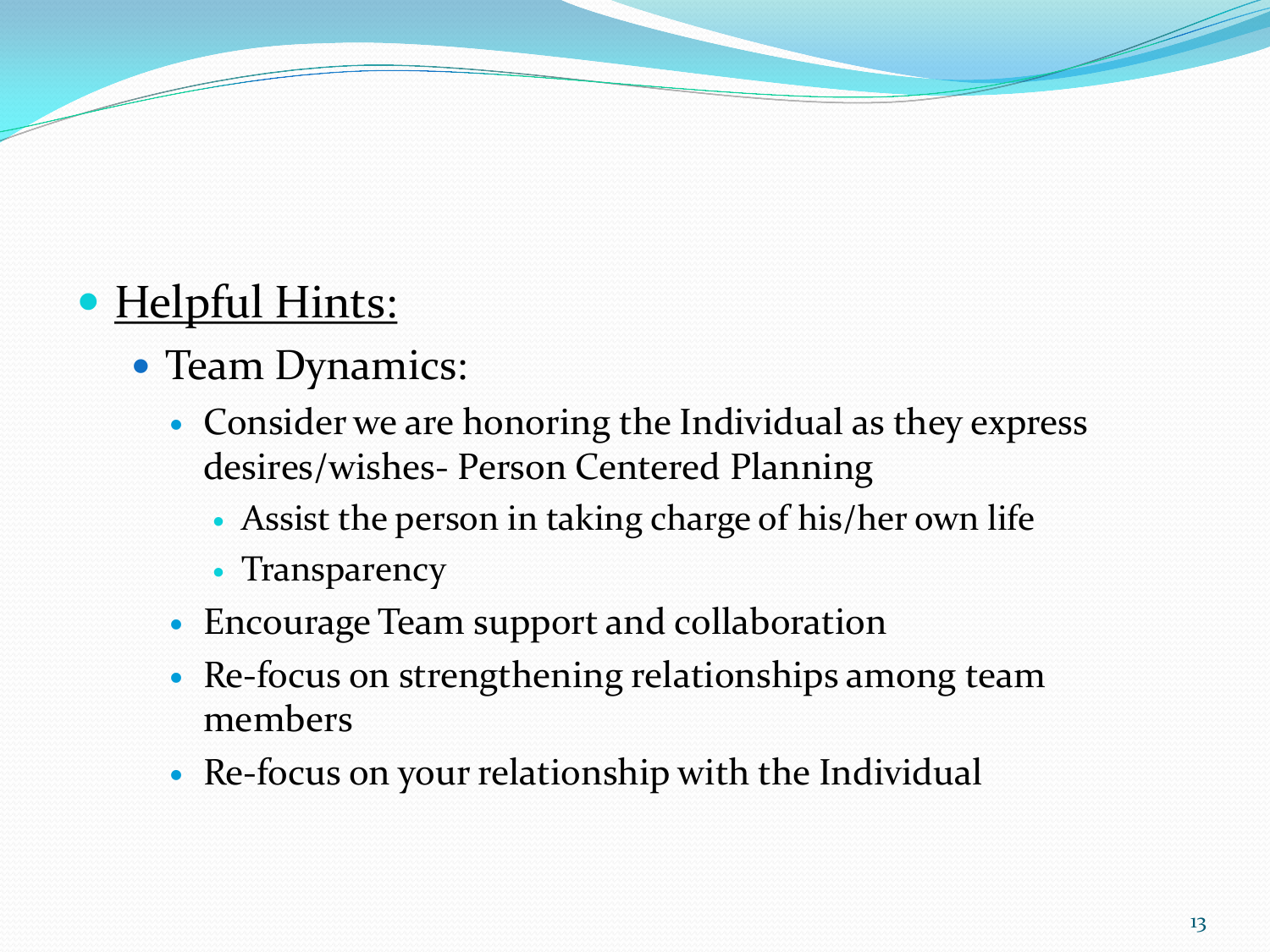- <u>Helpful Hints:</u>
  - Team Dynamics:
    - Consider we are honoring the Individual as they express desires/wishes- Person Centered Planning
      - Assist the person in taking charge of his/her own life
      - Transparency
    - Encourage Team support and collaboration
    - Re-focus on strengthening relationships among team members
    - Re-focus on your relationship with the Individual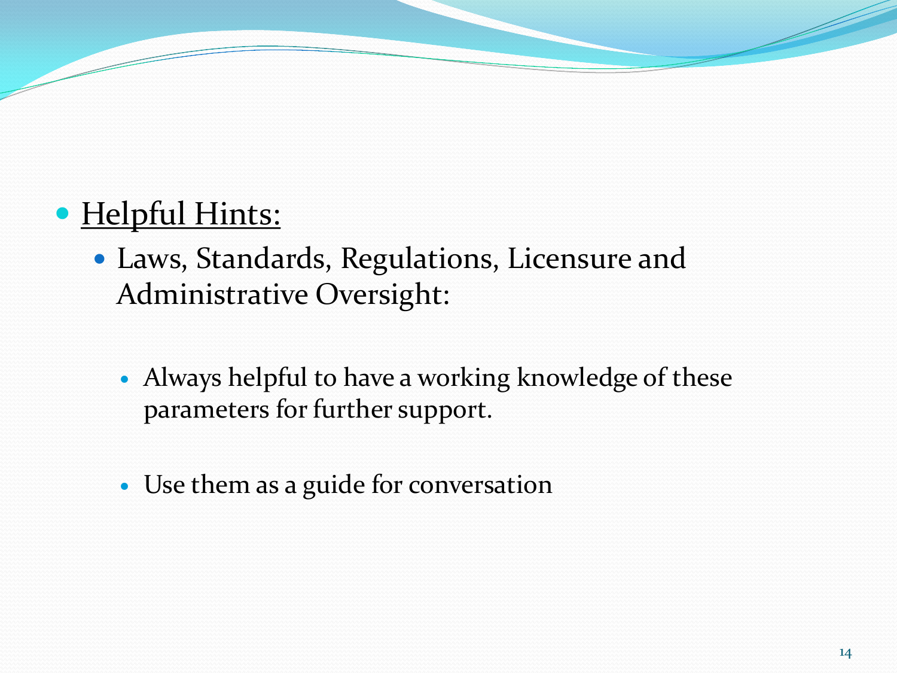- <u>Helpful Hints:</u>
  - Laws, Standards, Regulations, Licensure and Administrative Oversight:
    - Always helpful to have a working knowledge of these parameters for further support.
    - Use them as a guide for conversation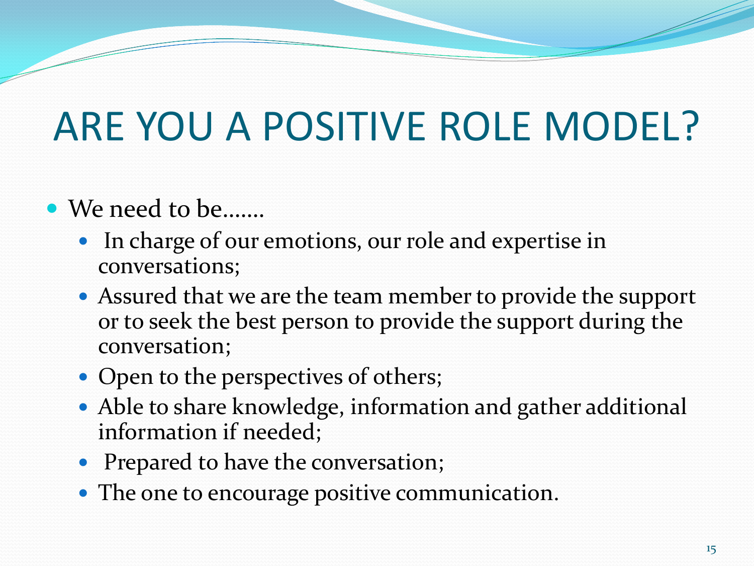# ARE YOU A POSITIVE ROLE MODEL?

- We need to be.......
  - In charge of our emotions, our role and expertise in conversations;
  - Assured that we are the team member to provide the support or to seek the best person to provide the support during the conversation;
  - Open to the perspectives of others;
  - Able to share knowledge, information and gather additional information if needed;
  - Prepared to have the conversation;
  - The one to encourage positive communication.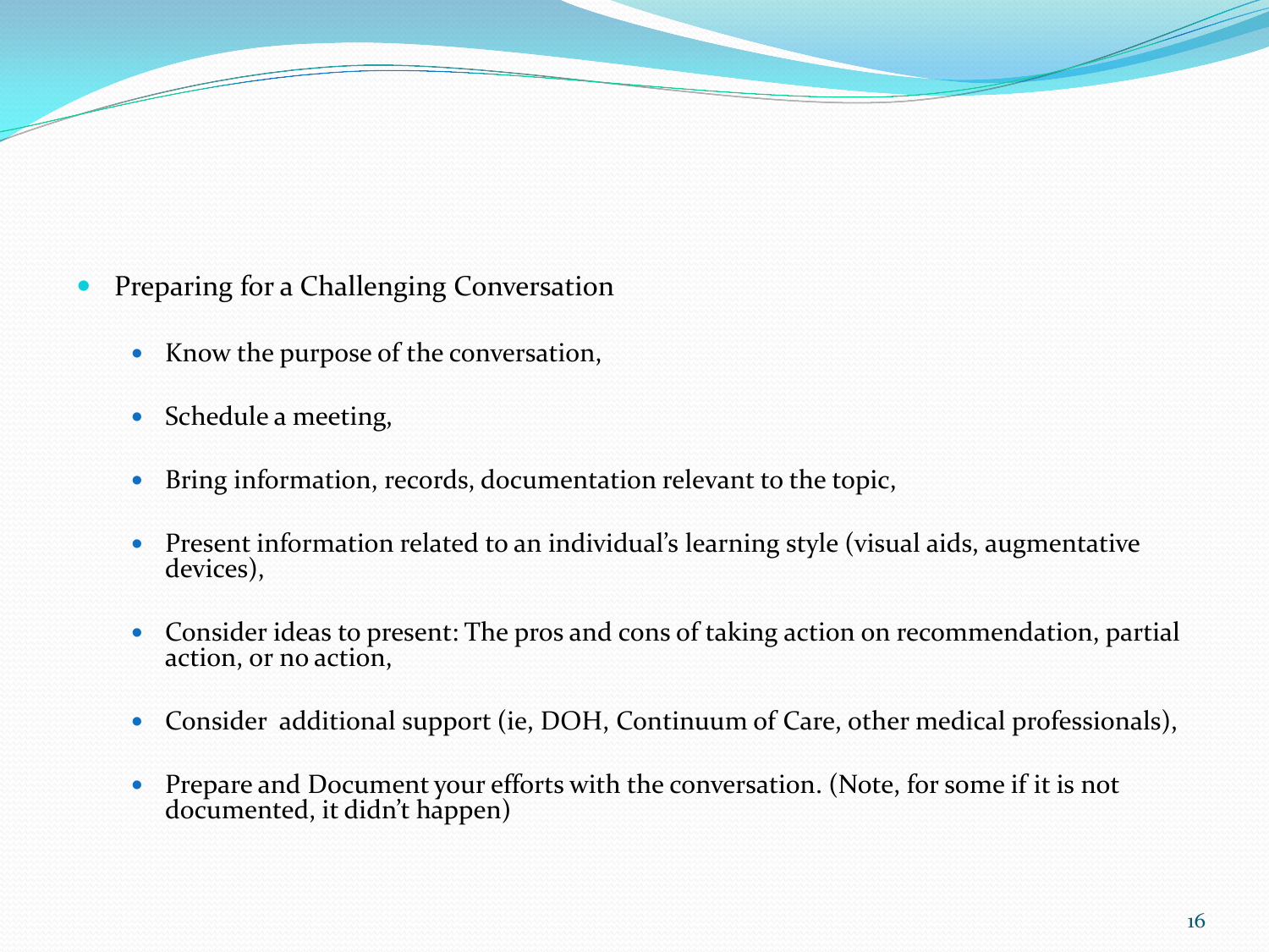- Preparing for a Challenging Conversation
  - Know the purpose of the conversation,
  - Schedule a meeting,
  - Bring information, records, documentation relevant to the topic,
  - Present information related to an individual's learning style (visual aids, augmentative devices),
  - Consider ideas to present: The pros and cons of taking action on recommendation, partial action, or no action,
  - Consider additional support (ie, DOH, Continuum of Care, other medical professionals),
  - Prepare and Document your efforts with the conversation. (Note, for some if it is not documented, it didn't happen)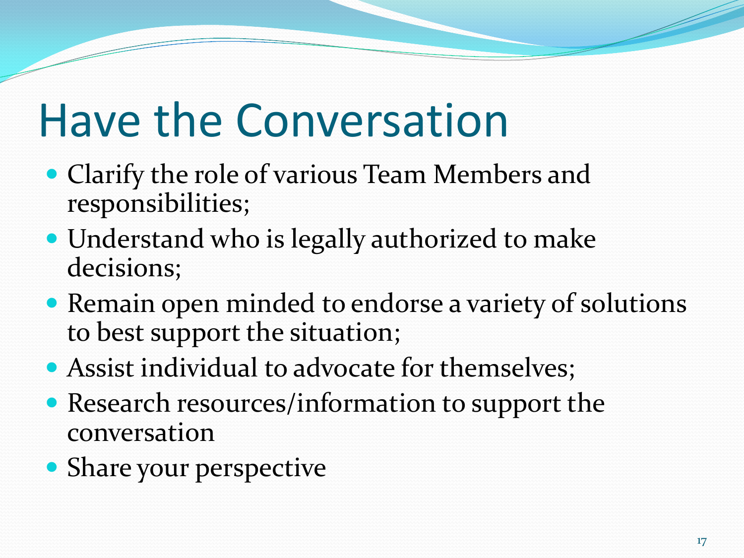# Have the Conversation

- Clarify the role of various Team Members and responsibilities;
- Understand who is legally authorized to make decisions;
- Remain open minded to endorse a variety of solutions to best support the situation;
- Assist individual to advocate for themselves;
- Research resources/information to support the conversation
- Share your perspective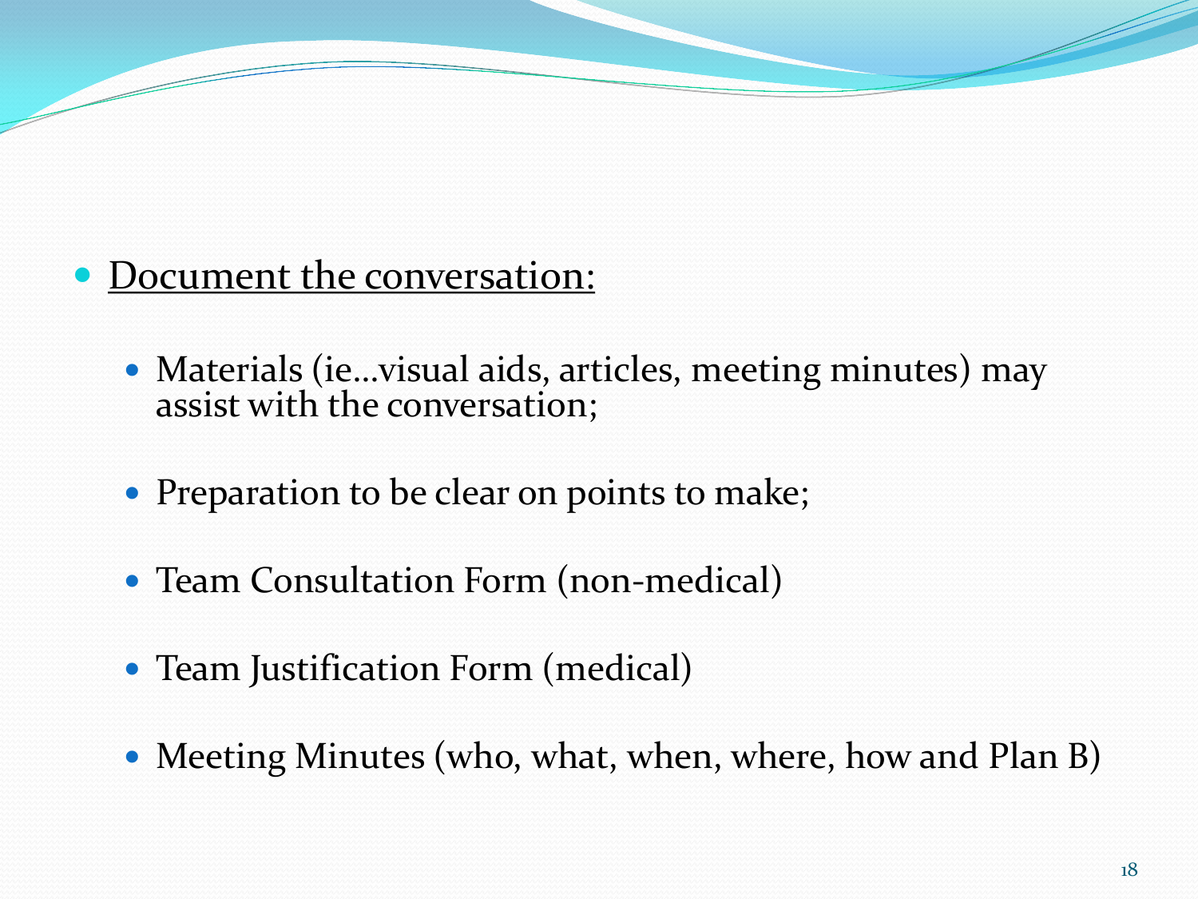- <u>Document the conversation:</u>
  - Materials (ie…visual aids, articles, meeting minutes) may assist with the conversation;
  - Preparation to be clear on points to make;
  - Team Consultation Form (non-medical)
  - Team Justification Form (medical)
  - Meeting Minutes (who, what, when, where, how and Plan B)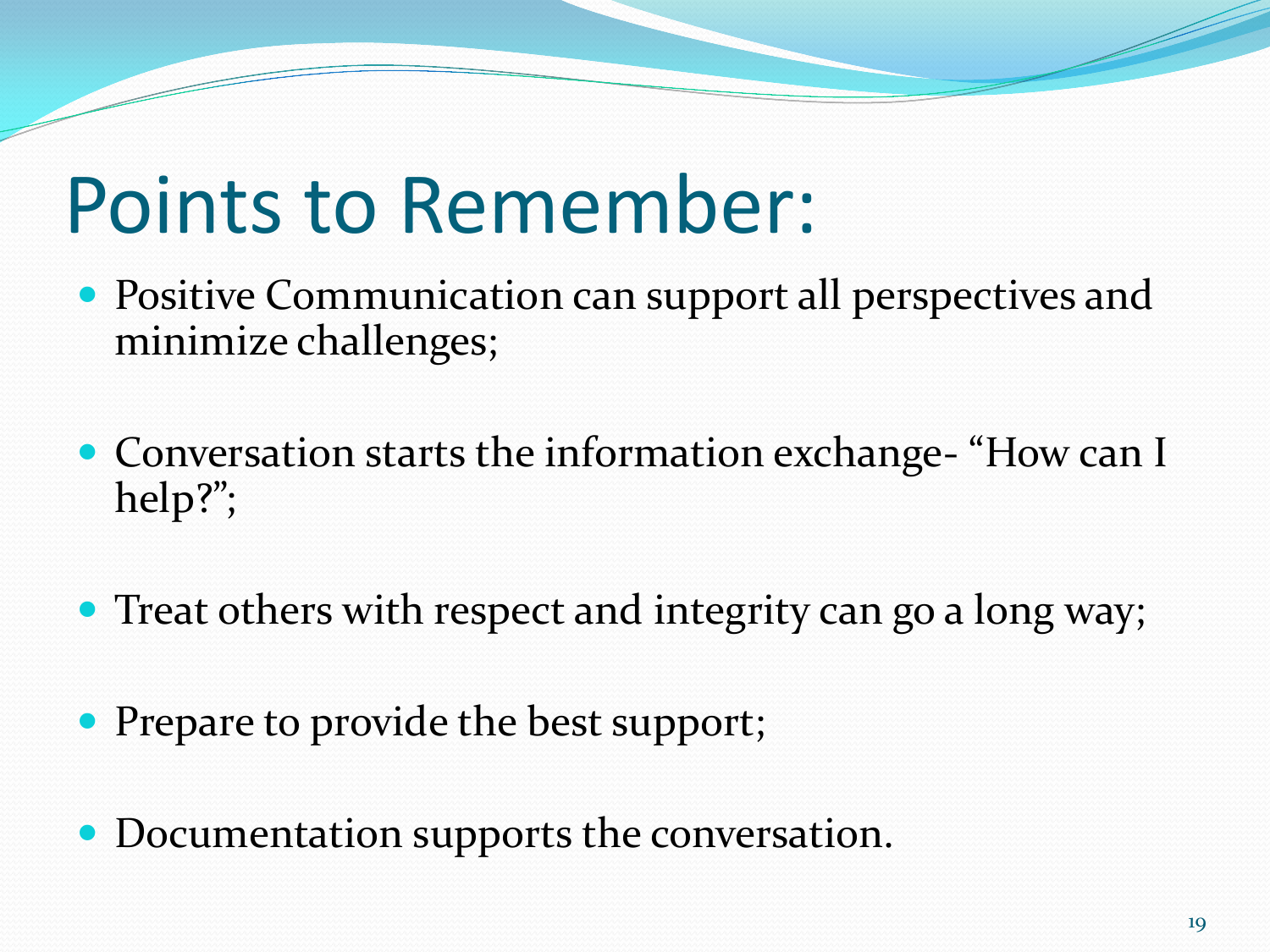# Points to Remember:

- Positive Communication can support all perspectives and minimize challenges;
- Conversation starts the information exchange- “How can I help?”;
- Treat others with respect and integrity can go a long way;
- Prepare to provide the best support;
- Documentation supports the conversation.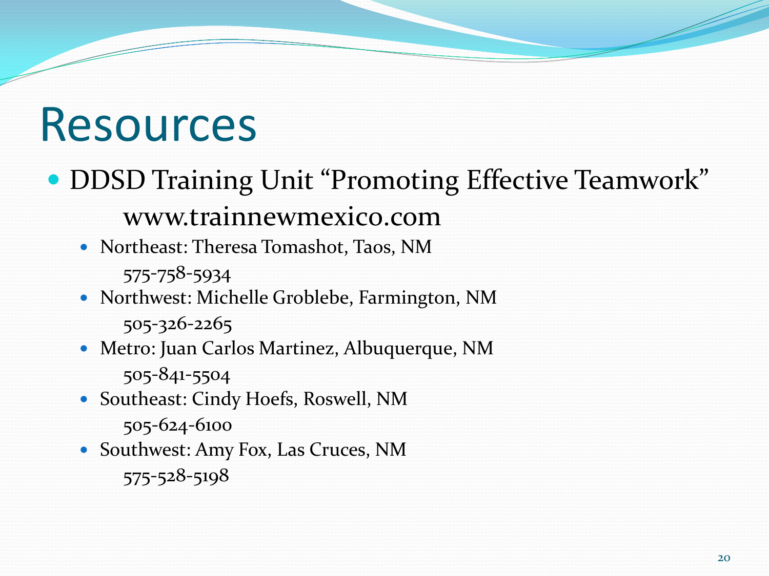# Resources

- DDSD Training Unit "Promoting Effective Teamwork"

  www.trainnewmexico.com

  - Northeast: Theresa Tomashot, Taos, NM

    575-758-5934
  - Northwest: Michelle Groblebe, Farmington, NM

    505-326-2265
  - Metro: Juan Carlos Martinez, Albuquerque, NM

    505-841-5504
  - Southeast: Cindy Hoefs, Roswell, NM

    505-624-6100
  - Southwest: Amy Fox, Las Cruces, NM

    575-528-5198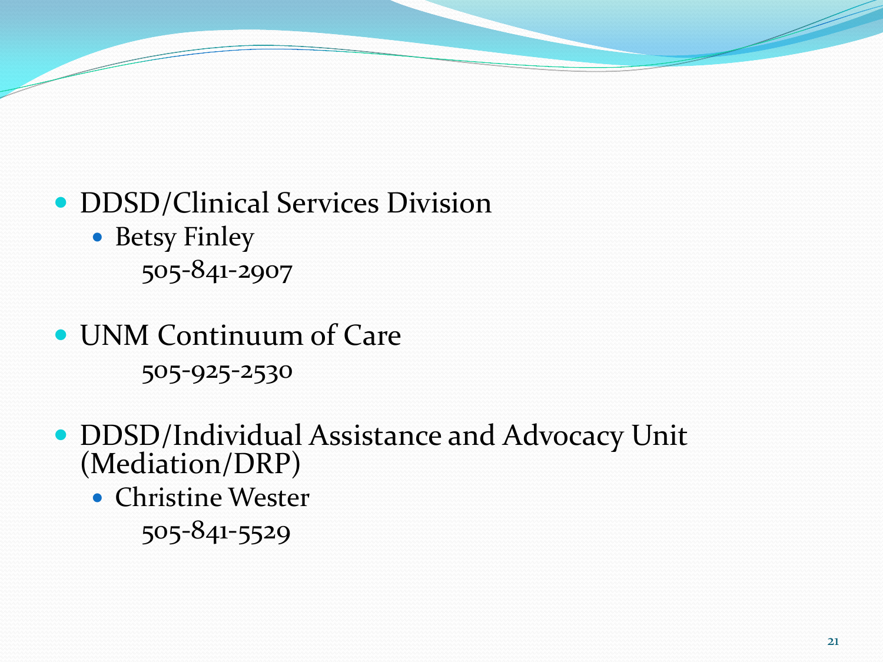- DDSD/Clinical Services Division
  - Betsy Finley

    505-841-2907

- UNM Continuum of Care

  505-925-2530

- DDSD/Individual Assistance and Advocacy Unit (Mediation/DRP)
  - Christine Wester

    505-841-5529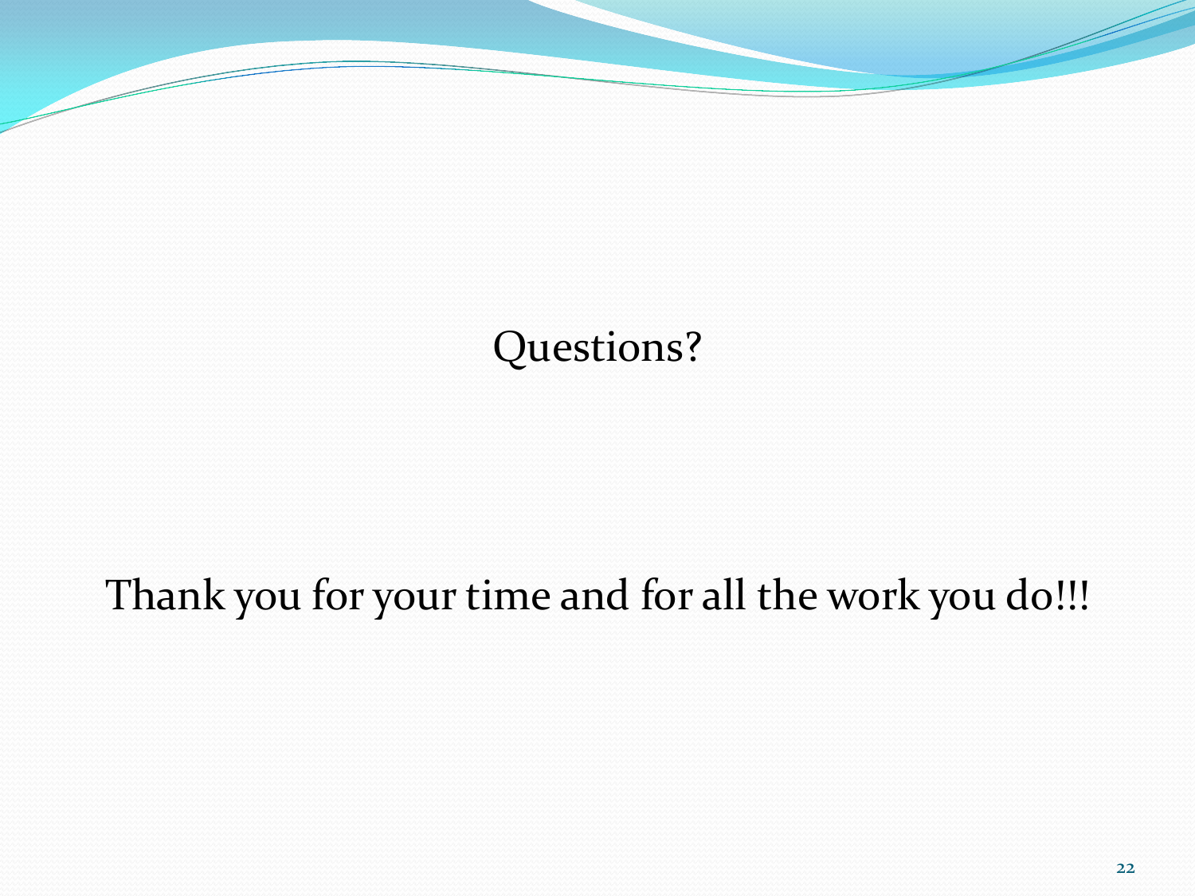Questions?

Thank you for your time and for all the work you do!!!